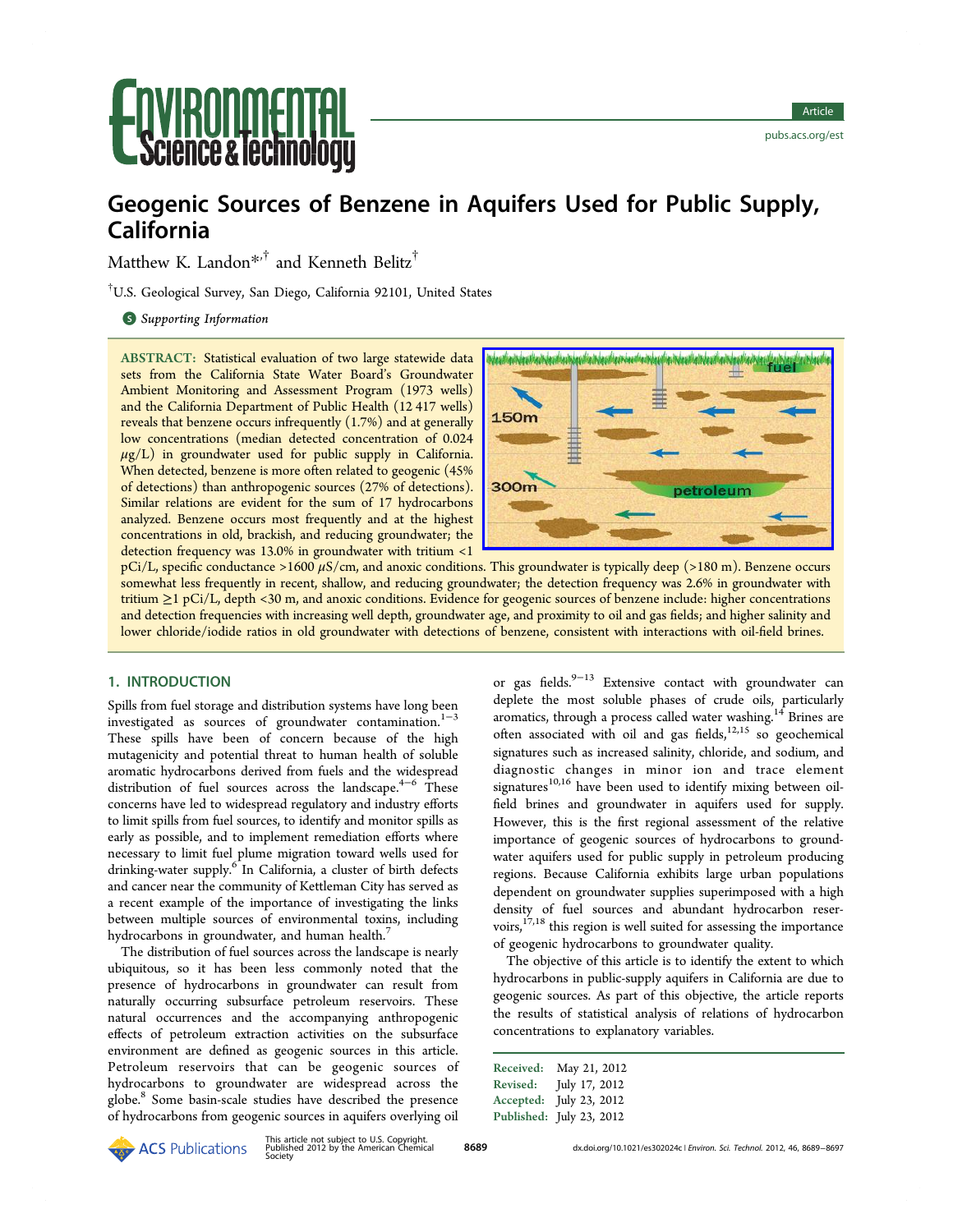# Geogenic Sources of Benzene in Aquifers Used for Public Supply, California

Matthew K. Landon*[,†] and Kenneth Belitz[†]

[†]U.S. Geological Survey, San Diego, California 92101, United States

*Supporting Information*

**ABSTRACT:** Statistical evaluation of two large statewide data sets from the California State Water Board's Groundwater Ambient Monitoring and Assessment Program (1973 wells) and the California Department of Public Health (12 417 wells) reveals that benzene occurs infrequently (1.7%) and at generally low concentrations (median detected concentration of 0.024 μg/L) in groundwater used for public supply in California. When detected, benzene is more often related to geogenic (45% of detections) than anthropogenic sources (27% of detections). Similar relations are evident for the sum of 17 hydrocarbons analyzed. Benzene occurs most frequently and at the highest concentrations in old, brackish, and reducing groundwater; the detection frequency was 13.0% in groundwater with tritium <1 pCi/L, specific conductance >1600 μS/cm, and anoxic conditions. This groundwater is typically deep (>180 m). Benzene occurs somewhat less frequently in recent, shallow, and reducing groundwater; the detection frequency was 2.6% in groundwater with tritium ≥1 pCi/L, depth <30 m, and anoxic conditions. Evidence for geogenic sources of benzene include: higher concentrations and detection frequencies with increasing well depth, groundwater age, and proximity to oil and gas fields; and higher salinity and lower chloride/iodide ratios in old groundwater with detections of benzene, consistent with interactions with oil-field brines.

## 1. INTRODUCTION

Spills from fuel storage and distribution systems have long been investigated as sources of groundwater contamination.[1−3] These spills have been of concern because of the high mutagenicity and potential threat to human health of soluble aromatic hydrocarbons derived from fuels and the widespread distribution of fuel sources across the landscape.[4−6] These concerns have led to widespread regulatory and industry efforts to limit spills from fuel sources, to identify and monitor spills as early as possible, and to implement remediation efforts where necessary to limit fuel plume migration toward wells used for drinking-water supply.[6] In California, a cluster of birth defects and cancer near the community of Kettleman City has served as a recent example of the importance of investigating the links between multiple sources of environmental toxins, including hydrocarbons in groundwater, and human health.[7]

The distribution of fuel sources across the landscape is nearly ubiquitous, so it has been less commonly noted that the presence of hydrocarbons in groundwater can result from naturally occurring subsurface petroleum reservoirs. These natural occurrences and the accompanying anthropogenic effects of petroleum extraction activities on the subsurface environment are defined as geogenic sources in this article. Petroleum reservoirs that can be geogenic sources of hydrocarbons to groundwater are widespread across the globe.[8] Some basin-scale studies have described the presence of hydrocarbons from geogenic sources in aquifers overlying oil or gas fields.[9−13] Extensive contact with groundwater can deplete the most soluble phases of crude oils, particularly aromatics, through a process called water washing.[14] Brines are often associated with oil and gas fields,[12,15] so geochemical signatures such as increased salinity, chloride, and sodium, and diagnostic changes in minor ion and trace element signatures[10,16] have been used to identify mixing between oil-field brines and groundwater in aquifers used for supply. However, this is the first regional assessment of the relative importance of geogenic sources of hydrocarbons to groundwater aquifers used for public supply in petroleum producing regions. Because California exhibits large urban populations dependent on groundwater supplies superimposed with a high density of fuel sources and abundant hydrocarbon reservoirs,[17,18] this region is well suited for assessing the importance of geogenic hydrocarbons to groundwater quality.

The objective of this article is to identify the extent to which hydrocarbons in public-supply aquifers in California are due to geogenic sources. As part of this objective, the article reports the results of statistical analysis of relations of hydrocarbon concentrations to explanatory variables.

Received: May 21, 2012
Revised: July 17, 2012
Accepted: July 23, 2012
Published: July 23, 2012

This article not subject to U.S. Copyright. Published 2012 by the American Chemical Society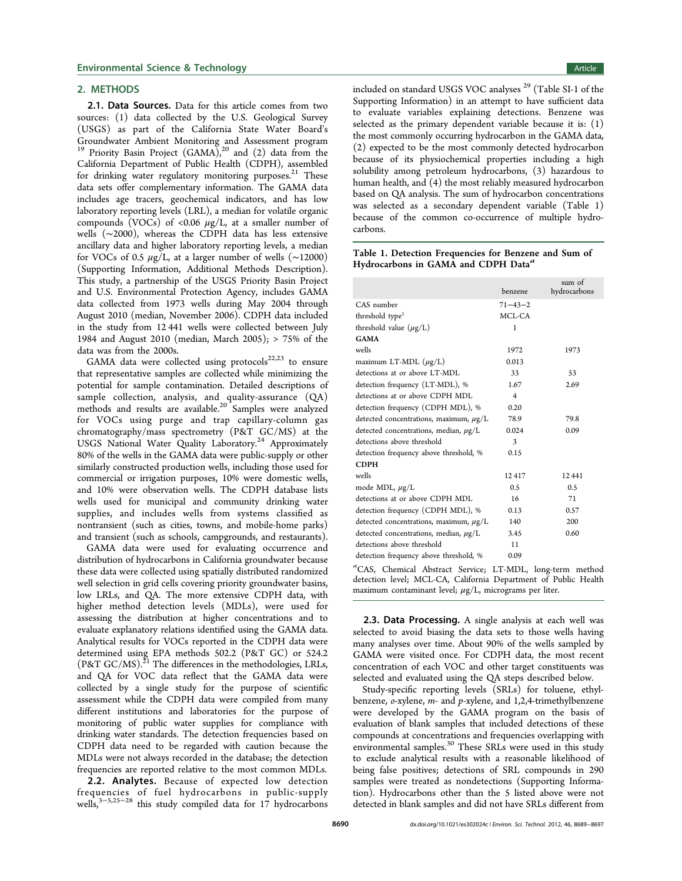## 2. METHODS

**2.1. Data Sources.** Data for this article comes from two sources: (1) data collected by the U.S. Geological Survey (USGS) as part of the California State Water Board's Groundwater Ambient Monitoring and Assessment program [19] Priority Basin Project (GAMA),[20] and (2) data from the California Department of Public Health (CDPH), assembled for drinking water regulatory monitoring purposes.[21] These data sets offer complementary information. The GAMA data includes age tracers, geochemical indicators, and has low laboratory reporting levels (LRL), a median for volatile organic compounds (VOCs) of <0.06 μg/L, at a smaller number of wells (~2000), whereas the CDPH data has less extensive ancillary data and higher laboratory reporting levels, a median for VOCs of 0.5 μg/L, at a larger number of wells (~12000) (Supporting Information, Additional Methods Description). This study, a partnership of the USGS Priority Basin Project and U.S. Environmental Protection Agency, includes GAMA data collected from 1973 wells during May 2004 through August 2010 (median, November 2006). CDPH data included in the study from 12 441 wells were collected between July 1984 and August 2010 (median, March 2005); > 75% of the data was from the 2000s.

GAMA data were collected using protocols[22,23] to ensure that representative samples are collected while minimizing the potential for sample contamination. Detailed descriptions of sample collection, analysis, and quality-assurance (QA) methods and results are available.[20] Samples were analyzed for VOCs using purge and trap capillary-column gas chromatography/mass spectrometry (P&T GC/MS) at the USGS National Water Quality Laboratory.[24] Approximately 80% of the wells in the GAMA data were public-supply or other similarly constructed production wells, including those used for commercial or irrigation purposes, 10% were domestic wells, and 10% were observation wells. The CDPH database lists wells used for municipal and community drinking water supplies, and includes wells from systems classified as nontransient (such as cities, towns, and mobile-home parks) and transient (such as schools, campgrounds, and restaurants).

GAMA data were used for evaluating occurrence and distribution of hydrocarbons in California groundwater because these data were collected using spatially distributed randomized well selection in grid cells covering priority groundwater basins, low LRLs, and QA. The more extensive CDPH data, with higher method detection levels (MDLs), were used for assessing the distribution at higher concentrations and to evaluate explanatory relations identified using the GAMA data. Analytical results for VOCs reported in the CDPH data were determined using EPA methods 502.2 (P&T GC) or 524.2 (P&T GC/MS).[21] The differences in the methodologies, LRLs, and QA for VOC data reflect that the GAMA data were collected by a single study for the purpose of scientific assessment while the CDPH data were compiled from many different institutions and laboratories for the purpose of monitoring of public water supplies for compliance with drinking water standards. The detection frequencies based on CDPH data need to be regarded with caution because the MDLs were not always recorded in the database; the detection frequencies are reported relative to the most common MDLs.

**2.2. Analytes.** Because of expected low detection frequencies of fuel hydrocarbons in public-supply wells,[3−5,25−28] this study compiled data for 17 hydrocarbons included on standard USGS VOC analyses [29] (Table SI-1 of the Supporting Information) in an attempt to have sufficient data to evaluate variables explaining detections. Benzene was selected as the primary dependent variable because it is: (1) the most commonly occurring hydrocarbon in the GAMA data, (2) expected to be the most commonly detected hydrocarbon because of its physiochemical properties including a high solubility among petroleum hydrocarbons, (3) hazardous to human health, and (4) the most reliably measured hydrocarbon based on QA analysis. The sum of hydrocarbon concentrations was selected as a secondary dependent variable (Table 1) because of the common co-occurrence of multiple hydrocarbons.

**Table 1. Detection Frequencies for Benzene and Sum of Hydrocarbons in GAMA and CDPH Data**[a]

| | benzene | sum of hydrocarbons |
|---|---|---|
| CAS number | 71−43−2 | |
| threshold type[1] | MCL-CA | |
| threshold value (μg/L) | 1 | |
| **GAMA** | | |
| wells | 1972 | 1973 |
| maximum LT-MDL (μg/L) | 0.013 | |
| detections at or above LT-MDL | 33 | 53 |
| detection frequency (LT-MDL), % | 1.67 | 2.69 |
| detections at or above CDPH MDL | 4 | |
| detection frequency (CDPH MDL), % | 0.20 | |
| detected concentrations, maximum, μg/L | 78.9 | 79.8 |
| detected concentrations, median, μg/L | 0.024 | 0.09 |
| detections above threshold | 3 | |
| detection frequency above threshold, % | 0.15 | |
| **CDPH** | | |
| wells | 12 417 | 12 441 |
| mode MDL, μg/L | 0.5 | 0.5 |
| detections at or above CDPH MDL | 16 | 71 |
| detection frequency (CDPH MDL), % | 0.13 | 0.57 |
| detected concentrations, maximum, μg/L | 140 | 200 |
| detected concentrations, median, μg/L | 3.45 | 0.60 |
| detections above threshold | 11 | |
| detection frequency above threshold, % | 0.09 | |

[a]CAS, Chemical Abstract Service; LT-MDL, long-term method detection level; MCL-CA, California Department of Public Health maximum contaminant level; μg/L, micrograms per liter.

**2.3. Data Processing.** A single analysis at each well was selected to avoid biasing the data sets to those wells having many analyses over time. About 90% of the wells sampled by GAMA were visited once. For CDPH data, the most recent concentration of each VOC and other target constituents was selected and evaluated using the QA steps described below.

Study-specific reporting levels (SRLs) for toluene, ethylbenzene, *o*-xylene, *m*- and *p*-xylene, and 1,2,4-trimethylbenzene were developed by the GAMA program on the basis of evaluation of blank samples that included detections of these compounds at concentrations and frequencies overlapping with environmental samples.[30] These SRLs were used in this study to exclude analytical results with a reasonable likelihood of being false positives; detections of SRL compounds in 290 samples were treated as nondetections (Supporting Information). Hydrocarbons other than the 5 listed above were not detected in blank samples and did not have SRLs different from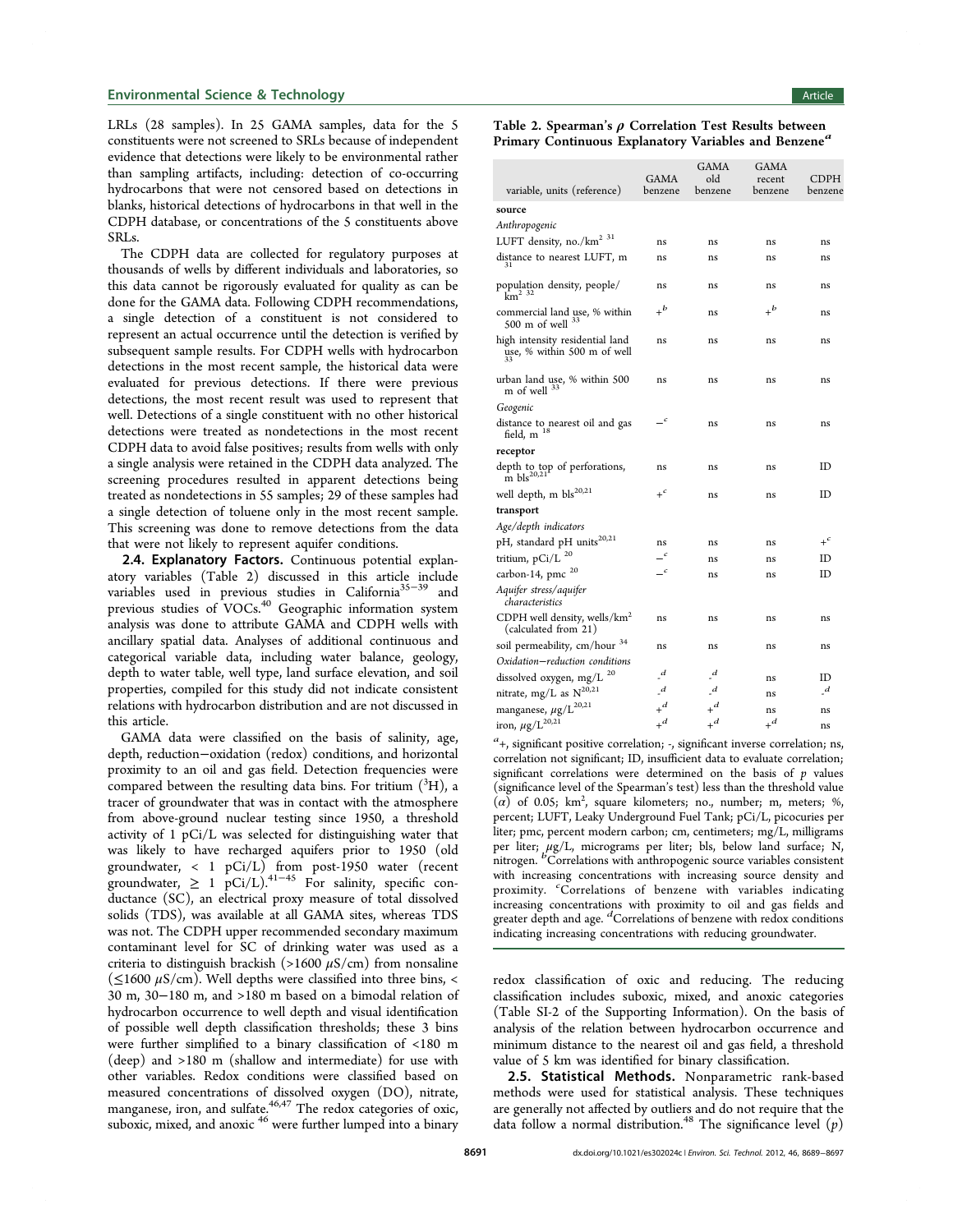LRLs (28 samples). In 25 GAMA samples, data for the 5 constituents were not screened to SRLs because of independent evidence that detections were likely to be environmental rather than sampling artifacts, including: detection of co-occurring hydrocarbons that were not censored based on detections in blanks, historical detections of hydrocarbons in that well in the CDPH database, or concentrations of the 5 constituents above SRLs.

The CDPH data are collected for regulatory purposes at thousands of wells by different individuals and laboratories, so this data cannot be rigorously evaluated for quality as can be done for the GAMA data. Following CDPH recommendations, a single detection of a constituent is not considered to represent an actual occurrence until the detection is verified by subsequent sample results. For CDPH wells with hydrocarbon detections in the most recent sample, the historical data were evaluated for previous detections. If there were previous detections, the most recent result was used to represent that well. Detections of a single constituent with no other historical detections were treated as nondetections in the most recent CDPH data to avoid false positives; results from wells with only a single analysis were retained in the CDPH data analyzed. The screening procedures resulted in apparent detections being treated as nondetections in 55 samples; 29 of these samples had a single detection of toluene only in the most recent sample. This screening was done to remove detections from the data that were not likely to represent aquifer conditions.

**2.4. Explanatory Factors.** Continuous potential explanatory variables (Table 2) discussed in this article include variables used in previous studies in California[35−39] and previous studies of VOCs.[40] Geographic information system analysis was done to attribute GAMA and CDPH wells with ancillary spatial data. Analyses of additional continuous and categorical variable data, including water balance, geology, depth to water table, well type, land surface elevation, and soil properties, compiled for this study did not indicate consistent relations with hydrocarbon distribution and are not discussed in this article.

GAMA data were classified on the basis of salinity, age, depth, reduction−oxidation (redox) conditions, and horizontal proximity to an oil and gas field. Detection frequencies were compared between the resulting data bins. For tritium ($^3H$), a tracer of groundwater that was in contact with the atmosphere from above-ground nuclear testing since 1950, a threshold activity of 1 pCi/L was selected for distinguishing water that was likely to have recharged aquifers prior to 1950 (old groundwater, < 1 pCi/L) from post-1950 water (recent groundwater, ≥ 1 pCi/L).[41−45] For salinity, specific conductance (SC), an electrical proxy measure of total dissolved solids (TDS), was available at all GAMA sites, whereas TDS was not. The CDPH upper recommended secondary maximum contaminant level for SC of drinking water was used as a criteria to distinguish brackish (>1600 μS/cm) from nonsaline (≤1600 μS/cm). Well depths were classified into three bins, < 30 m, 30−180 m, and >180 m based on a bimodal relation of hydrocarbon occurrence to well depth and visual identification of possible well depth classification thresholds; these 3 bins were further simplified to a binary classification of <180 m (deep) and >180 m (shallow and intermediate) for use with other variables. Redox conditions were classified based on measured concentrations of dissolved oxygen (DO), nitrate, manganese, iron, and sulfate.[46,47] The redox categories of oxic, suboxic, mixed, and anoxic[46] were further lumped into a binary redox classification of oxic and reducing. The reducing classification includes suboxic, mixed, and anoxic categories (Table SI-2 of the Supporting Information). On the basis of analysis of the relation between hydrocarbon occurrence and minimum distance to the nearest oil and gas field, a threshold value of 5 km was identified for binary classification.

**2.5. Statistical Methods.** Nonparametric rank-based methods were used for statistical analysis. These techniques are generally not affected by outliers and do not require that the data follow a normal distribution.[48] The significance level (p)

**Table 2. Spearman's ρ Correlation Test Results between Primary Continuous Explanatory Variables and Benzene**[a]

| variable, units (reference) | GAMA benzene | GAMA old benzene | GAMA recent benzene | CDPH benzene |
|---|---|---|---|---|
| **source** | | | | |
| *Anthropogenic* | | | | |
| LUFT density, no./km$^2$ [31] | ns | ns | ns | ns |
| distance to nearest LUFT, m [31] | ns | ns | ns | ns |
| population density, people/km$^2$ [32] | ns | ns | ns | ns |
| commercial land use, % within 500 m of well [33] | +[b] | ns | +[b] | ns |
| high intensity residential land use, % within 500 m of well [33] | ns | ns | ns | ns |
| urban land use, % within 500 m of well [33] | ns | ns | ns | ns |
| *Geogenic* | | | | |
| distance to nearest oil and gas field, m [18] | -[c] | ns | ns | ns |
| **receptor** | | | | |
| depth to top of perforations, m bls[20,21] | ns | ns | ns | ID |
| well depth, m bls[20,21] | +[c] | ns | ns | ID |
| **transport** | | | | |
| *Age/depth indicators* | | | | |
| pH, standard pH units[20,21] | ns | ns | ns | +[c] |
| tritium, pCi/L [20] | -[c] | ns | ns | ID |
| carbon-14, pmc [20] | -[c] | ns | ns | ID |
| *Aquifer stress/aquifer characteristics* | | | | |
| CDPH well density, wells/km$^2$ (calculated from 21) | ns | ns | ns | ns |
| soil permeability, cm/hour [34] | ns | ns | ns | ns |
| *Oxidation−reduction conditions* | | | | |
| dissolved oxygen, mg/L [20] | -[d] | -[d] | ns | ID |
| nitrate, mg/L as N[20,21] | -[d] | -[d] | ns | -[d] |
| manganese, μg/L[20,21] | +[d] | +[d] | ns | ns |
| iron, μg/L[20,21] | +[d] | +[d] | +[d] | ns |

[a]+, significant positive correlation; -, significant inverse correlation; ns, correlation not significant; ID, insufficient data to evaluate correlation; significant correlations were determined on the basis of p values (significance level of the Spearman's test) less than the threshold value (α) of 0.05; km$^2$, square kilometers; no., number; m, meters; %, percent; LUFT, Leaky Underground Fuel Tank; pCi/L, picocuries per liter; pmc, percent modern carbon; cm, centimeters; mg/L, milligrams per liter; μg/L, micrograms per liter; bls, below land surface; N, nitrogen. [b]Correlations with anthropogenic source variables consistent with increasing concentrations with increasing source density and proximity. [c]Correlations of benzene with variables indicating increasing concentrations with proximity to oil and gas fields and greater depth and age. [d]Correlations of benzene with redox conditions indicating increasing concentrations with reducing groundwater.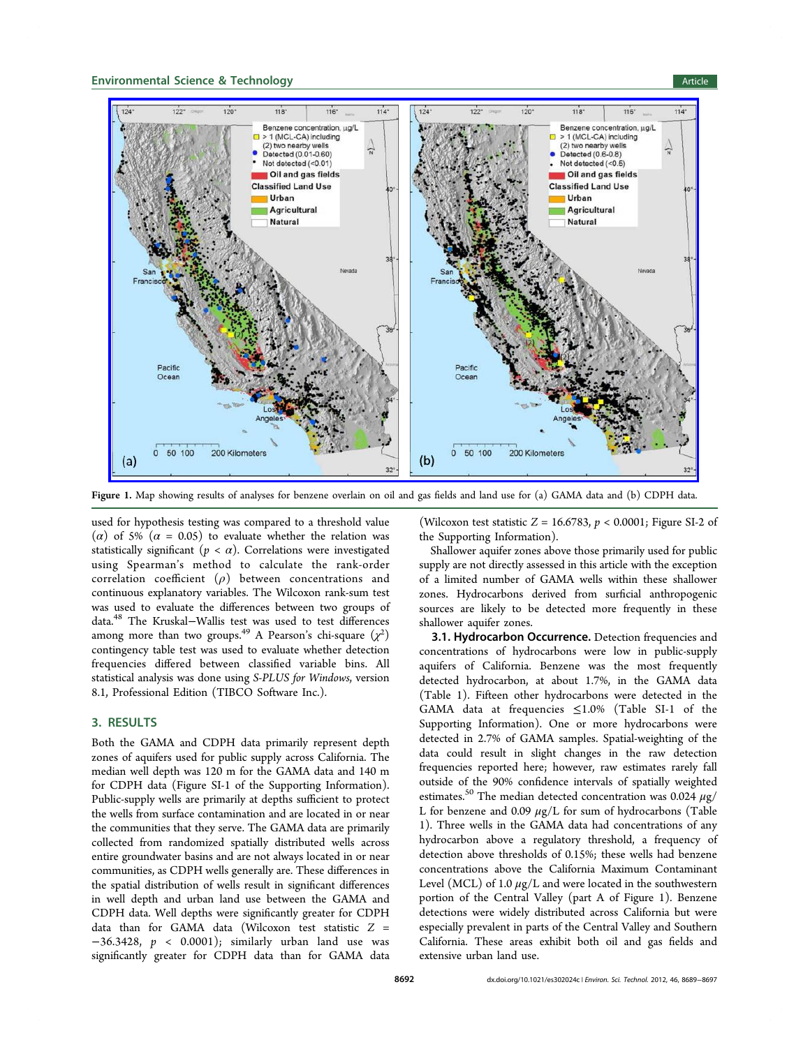Figure 1. Map showing results of analyses for benzene overlain on oil and gas fields and land use for (a) GAMA data and (b) CDPH data.

used for hypothesis testing was compared to a threshold value ($\alpha$) of 5% ($\alpha = 0.05$) to evaluate whether the relation was statistically significant ($p < \alpha$). Correlations were investigated using Spearman's method to calculate the rank-order correlation coefficient ($\rho$) between concentrations and continuous explanatory variables. The Wilcoxon rank-sum test was used to evaluate the differences between two groups of data.[48] The Kruskal–Wallis test was used to test differences among more than two groups.[49] A Pearson's chi-square ($\chi^2$) contingency table test was used to evaluate whether detection frequencies differed between classified variable bins. All statistical analysis was done using *S-PLUS for Windows*, version 8.1, Professional Edition (TIBCO Software Inc.).

## 3. RESULTS

Both the GAMA and CDPH data primarily represent depth zones of aquifers used for public supply across California. The median well depth was 120 m for the GAMA data and 140 m for CDPH data (Figure SI-1 of the Supporting Information). Public-supply wells are primarily at depths sufficient to protect the wells from surface contamination and are located in or near the communities that they serve. The GAMA data are primarily collected from randomized spatially distributed wells across entire groundwater basins and are not always located in or near communities, as CDPH wells generally are. These differences in the spatial distribution of wells result in significant differences in well depth and urban land use between the GAMA and CDPH data. Well depths were significantly greater for CDPH data than for GAMA data (Wilcoxon test statistic $Z = -36.3428$, $p < 0.0001$); similarly urban land use was significantly greater for CDPH data than for GAMA data (Wilcoxon test statistic $Z = 16.6783$, $p < 0.0001$; Figure SI-2 of the Supporting Information).

Shallower aquifer zones above those primarily used for public supply are not directly assessed in this article with the exception of a limited number of GAMA wells within these shallower zones. Hydrocarbons derived from surficial anthropogenic sources are likely to be detected more frequently in these shallower aquifer zones.

### 3.1. Hydrocarbon Occurrence.

Detection frequencies and concentrations of hydrocarbons were low in public-supply aquifers of California. Benzene was the most frequently detected hydrocarbon, at about 1.7%, in the GAMA data (Table 1). Fifteen other hydrocarbons were detected in the GAMA data at frequencies ≤1.0% (Table SI-1 of the Supporting Information). One or more hydrocarbons were detected in 2.7% of GAMA samples. Spatial-weighting of the data could result in slight changes in the raw detection frequencies reported here; however, raw estimates rarely fall outside of the 90% confidence intervals of spatially weighted estimates.[50] The median detected concentration was 0.024 μg/L for benzene and 0.09 μg/L for sum of hydrocarbons (Table 1). Three wells in the GAMA data had concentrations of any hydrocarbon above a regulatory threshold, a frequency of detection above thresholds of 0.15%; these wells had benzene concentrations above the California Maximum Contaminant Level (MCL) of 1.0 μg/L and were located in the southwestern portion of the Central Valley (part A of Figure 1). Benzene detections were widely distributed across California but were especially prevalent in parts of the Central Valley and Southern California. These areas exhibit both oil and gas fields and extensive urban land use.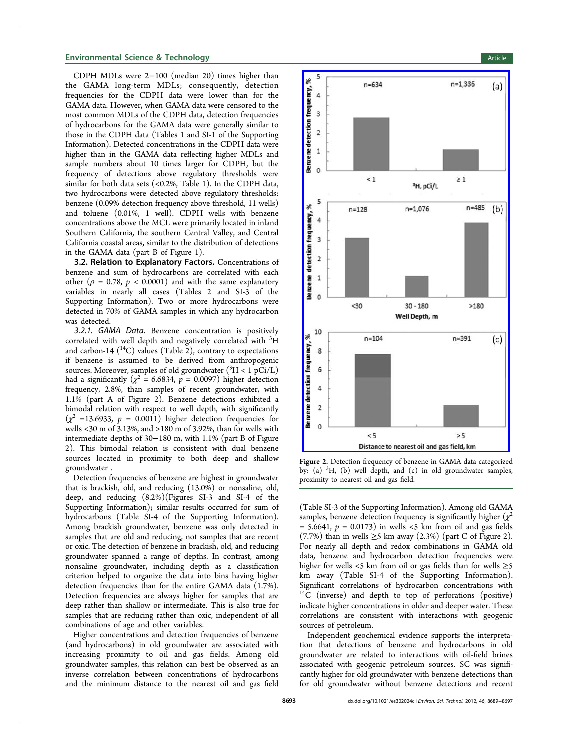CDPH MDLs were 2–100 (median 20) times higher than the GAMA long-term MDLs; consequently, detection frequencies for the CDPH data were lower than for the GAMA data. However, when GAMA data were censored to the most common MDLs of the CDPH data, detection frequencies of hydrocarbons for the GAMA data were generally similar to those in the CDPH data (Tables 1 and SI-1 of the Supporting Information). Detected concentrations in the CDPH data were higher than in the GAMA data reflecting higher MDLs and sample numbers about 10 times larger for CDPH, but the frequency of detections above regulatory thresholds were similar for both data sets (<0.2%, Table 1). In the CDPH data, two hydrocarbons were detected above regulatory thresholds: benzene (0.09% detection frequency above threshold, 11 wells) and toluene (0.01%, 1 well). CDPH wells with benzene concentrations above the MCL were primarily located in inland Southern California, the southern Central Valley, and Central California coastal areas, similar to the distribution of detections in the GAMA data (part B of Figure 1).

### 3.2. Relation to Explanatory Factors.

Concentrations of benzene and sum of hydrocarbons are correlated with each other ($\rho = 0.78$, $p < 0.0001$) and with the same explanatory variables in nearly all cases (Tables 2 and SI-3 of the Supporting Information). Two or more hydrocarbons were detected in 70% of GAMA samples in which any hydrocarbon was detected.

*3.2.1. GAMA Data.* Benzene concentration is positively correlated with well depth and negatively correlated with $^3H$ and carbon-14 ($^{14}C$) values (Table 2), contrary to expectations if benzene is assumed to be derived from anthropogenic sources. Moreover, samples of old groundwater ($^3H$ < 1 pCi/L) had a significantly ($\chi^2 = 6.6834$, $p = 0.0097$) higher detection frequency, 2.8%, than samples of recent groundwater, with 1.1% (part A of Figure 2). Benzene detections exhibited a bimodal relation with respect to well depth, with significantly ($\chi^2 = 13.6933$, $p = 0.0011$) higher detection frequencies for wells <30 m of 3.13%, and >180 m of 3.92%, than for wells with intermediate depths of 30–180 m, with 1.1% (part B of Figure 2). This bimodal relation is consistent with dual benzene sources located in proximity to both deep and shallow groundwater .

Detection frequencies of benzene are highest in groundwater that is brackish, old, and reducing (13.0%) or nonsaline, old, deep, and reducing (8.2%)(Figures SI-3 and SI-4 of the Supporting Information); similar results occurred for sum of hydrocarbons (Table SI-4 of the Supporting Information). Among brackish groundwater, benzene was only detected in samples that are old and reducing, not samples that are recent or oxic. The detection of benzene in brackish, old, and reducing groundwater spanned a range of depths. In contrast, among nonsaline groundwater, including depth as a classification criterion helped to organize the data into bins having higher detection frequencies than for the entire GAMA data (1.7%). Detection frequencies are always higher for samples that are deep rather than shallow or intermediate. This is also true for samples that are reducing rather than oxic, independent of all combinations of age and other variables.

Higher concentrations and detection frequencies of benzene (and hydrocarbons) in old groundwater are associated with increasing proximity to oil and gas fields. Among old groundwater samples, this relation can best be observed as an inverse correlation between concentrations of hydrocarbons and the minimum distance to the nearest oil and gas field (Table SI-3 of the Supporting Information). Among old GAMA samples, benzene detection frequency is significantly higher ($\chi^2 = 5.6641$, $p = 0.0173$) in wells <5 km from oil and gas fields (7.7%) than in wells ≥5 km away (2.3%) (part C of Figure 2). For nearly all depth and redox combinations in GAMA old data, benzene and hydrocarbon detection frequencies were higher for wells <5 km from oil or gas fields than for wells ≥5 km away (Table SI-4 of the Supporting Information). Significant correlations of hydrocarbon concentrations with $^{14}C$ (inverse) and depth to top of perforations (positive) indicate higher concentrations in older and deeper water. These correlations are consistent with interactions with geogenic sources of petroleum.

Independent geochemical evidence supports the interpretation that detections of benzene and hydrocarbons in old groundwater are related to interactions with oil-field brines associated with geogenic petroleum sources. SC was significantly higher for old groundwater with benzene detections than for old groundwater without benzene detections and recent

Figure 2. Detection frequency of benzene in GAMA data categorized by: (a) $^3H$, (b) well depth, and (c) in old groundwater samples, proximity to nearest oil and gas field.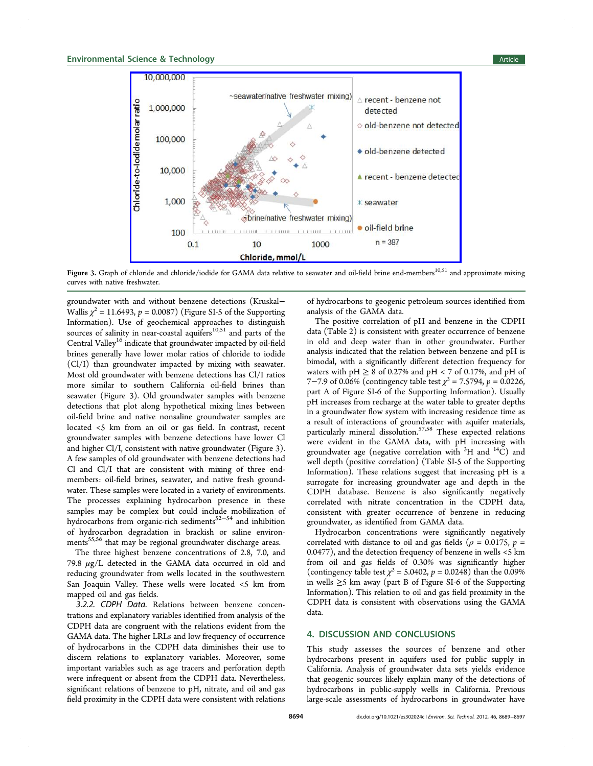Figure 3. Graph of chloride and chloride/iodide for GAMA data relative to seawater and oil-field brine end-members[10,51] and approximate mixing curves with native freshwater.

groundwater with and without benzene detections (Kruskal–Wallis $\chi^2 = 11.6493$, $p = 0.0087$) (Figure SI-5 of the Supporting Information). Use of geochemical approaches to distinguish sources of salinity in near-coastal aquifers[10,51] and parts of the Central Valley[16] indicate that groundwater impacted by oil-field brines generally have lower molar ratios of chloride to iodide (Cl/I) than groundwater impacted by mixing with seawater. Most old groundwater with benzene detections has Cl/I ratios more similar to southern California oil-field brines than seawater (Figure 3). Old groundwater samples with benzene detections that plot along hypothetical mixing lines between oil-field brine and native nonsaline groundwater samples are located <5 km from an oil or gas field. In contrast, recent groundwater samples with benzene detections have lower Cl and higher Cl/I, consistent with native groundwater (Figure 3). A few samples of old groundwater with benzene detections had Cl and Cl/I that are consistent with mixing of three end-members: oil-field brines, seawater, and native fresh groundwater. These samples were located in a variety of environments. The processes explaining hydrocarbon presence in these samples may be complex but could include mobilization of hydrocarbons from organic-rich sediments[52−54] and inhibition of hydrocarbon degradation in brackish or saline environments[55,56] that may be regional groundwater discharge areas.

The three highest benzene concentrations of 2.8, 7.0, and 79.8 μg/L detected in the GAMA data occurred in old and reducing groundwater from wells located in the southwestern San Joaquin Valley. These wells were located <5 km from mapped oil and gas fields.

*3.2.2. CDPH Data.* Relations between benzene concentrations and explanatory variables identified from analysis of the CDPH data are congruent with the relations evident from the GAMA data. The higher LRLs and low frequency of occurrence of hydrocarbons in the CDPH data diminishes their use to discern relations to explanatory variables. Moreover, some important variables such as age tracers and perforation depth were infrequent or absent from the CDPH data. Nevertheless, significant relations of benzene to pH, nitrate, and oil and gas field proximity in the CDPH data were consistent with relations of hydrocarbons to geogenic petroleum sources identified from analysis of the GAMA data.

The positive correlation of pH and benzene in the CDPH data (Table 2) is consistent with greater occurrence of benzene in old and deep water than in other groundwater. Further analysis indicated that the relation between benzene and pH is bimodal, with a significantly different detection frequency for waters with pH ≥ 8 of 0.27% and pH < 7 of 0.17%, and pH of 7−7.9 of 0.06% (contingency table test $\chi^2 = 7.5794$, $p = 0.0226$, part A of Figure SI-6 of the Supporting Information). Usually pH increases from recharge at the water table to greater depths in a groundwater flow system with increasing residence time as a result of interactions of groundwater with aquifer materials, particularly mineral dissolution.[57,58] These expected relations were evident in the GAMA data, with pH increasing with groundwater age (negative correlation with $^{3}H$ and $^{14}C$) and well depth (positive correlation) (Table SI-5 of the Supporting Information). These relations suggest that increasing pH is a surrogate for increasing groundwater age and depth in the CDPH database. Benzene is also significantly negatively correlated with nitrate concentration in the CDPH data, consistent with greater occurrence of benzene in reducing groundwater, as identified from GAMA data.

Hydrocarbon concentrations were significantly negatively correlated with distance to oil and gas fields ($\rho = 0.0175$, $p = 0.0477$), and the detection frequency of benzene in wells <5 km from oil and gas fields of 0.30% was significantly higher (contingency table test $\chi^2 = 5.0402$, $p = 0.0248$) than the 0.09% in wells ≥5 km away (part B of Figure SI-6 of the Supporting Information). This relation to oil and gas field proximity in the CDPH data is consistent with observations using the GAMA data.

## 4. DISCUSSION AND CONCLUSIONS

This study assesses the sources of benzene and other hydrocarbons present in aquifers used for public supply in California. Analysis of groundwater data sets yields evidence that geogenic sources likely explain many of the detections of hydrocarbons in public-supply wells in California. Previous large-scale assessments of hydrocarbons in groundwater have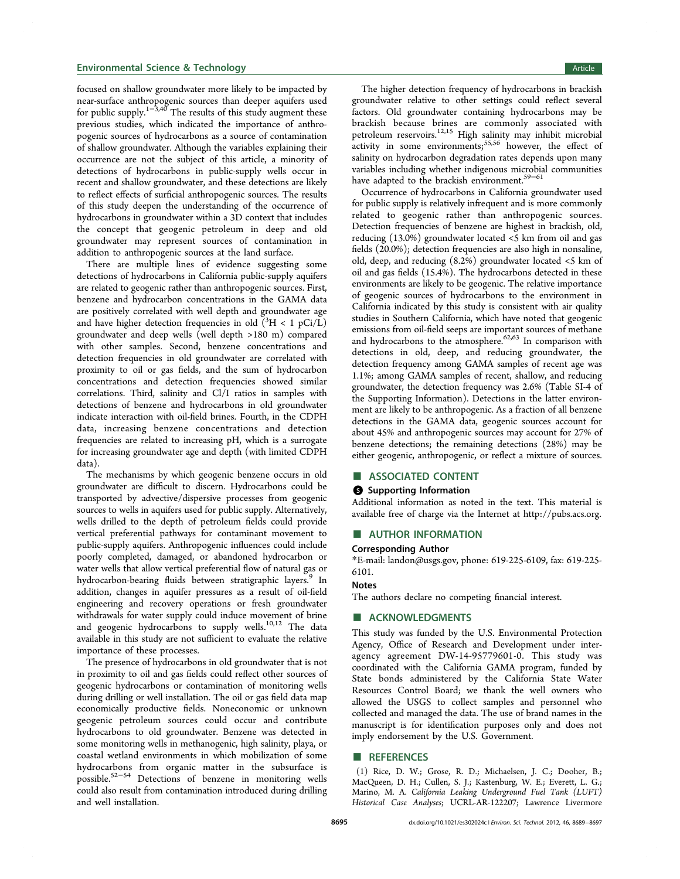focused on shallow groundwater more likely to be impacted by near-surface anthropogenic sources than deeper aquifers used for public supply.[1−3,40] The results of this study augment these previous studies, which indicated the importance of anthropogenic sources of hydrocarbons as a source of contamination of shallow groundwater. Although the variables explaining their occurrence are not the subject of this article, a minority of detections of hydrocarbons in public-supply wells occur in recent and shallow groundwater, and these detections are likely to reflect effects of surficial anthropogenic sources. The results of this study deepen the understanding of the occurrence of hydrocarbons in groundwater within a 3D context that includes the concept that geogenic petroleum in deep and old groundwater may represent sources of contamination in addition to anthropogenic sources at the land surface.

There are multiple lines of evidence suggesting some detections of hydrocarbons in California public-supply aquifers are related to geogenic rather than anthropogenic sources. First, benzene and hydrocarbon concentrations in the GAMA data are positively correlated with well depth and groundwater age and have higher detection frequencies in old ($^3$H < 1 pCi/L) groundwater and deep wells (well depth >180 m) compared with other samples. Second, benzene concentrations and detection frequencies in old groundwater are correlated with proximity to oil or gas fields, and the sum of hydrocarbon concentrations and detection frequencies showed similar correlations. Third, salinity and Cl/I ratios in samples with detections of benzene and hydrocarbons in old groundwater indicate interaction with oil-field brines. Fourth, in the CDPH data, increasing benzene concentrations and detection frequencies are related to increasing pH, which is a surrogate for increasing groundwater age and depth (with limited CDPH data).

The mechanisms by which geogenic benzene occurs in old groundwater are difficult to discern. Hydrocarbons could be transported by advective/dispersive processes from geogenic sources to wells in aquifers used for public supply. Alternatively, wells drilled to the depth of petroleum fields could provide vertical preferential pathways for contaminant movement to public-supply aquifers. Anthropogenic influences could include poorly completed, damaged, or abandoned hydrocarbon or water wells that allow vertical preferential flow of natural gas or hydrocarbon-bearing fluids between stratigraphic layers.[9] In addition, changes in aquifer pressures as a result of oil-field engineering and recovery operations or fresh groundwater withdrawals for water supply could induce movement of brine and geogenic hydrocarbons to supply wells.[10,12] The data available in this study are not sufficient to evaluate the relative importance of these processes.

The presence of hydrocarbons in old groundwater that is not in proximity to oil and gas fields could reflect other sources of geogenic hydrocarbons or contamination of monitoring wells during drilling or well installation. The oil or gas field data map economically productive fields. Noneconomic or unknown geogenic petroleum sources could occur and contribute hydrocarbons to old groundwater. Benzene was detected in some monitoring wells in methanogenic, high salinity, playa, or coastal wetland environments in which mobilization of some hydrocarbons from organic matter in the subsurface is possible.[52−54] Detections of benzene in monitoring wells could also result from contamination introduced during drilling and well installation.

The higher detection frequency of hydrocarbons in brackish groundwater relative to other settings could reflect several factors. Old groundwater containing hydrocarbons may be brackish because brines are commonly associated with petroleum reservoirs.[12,15] High salinity may inhibit microbial activity in some environments;[55,56] however, the effect of salinity on hydrocarbon degradation rates depends upon many variables including whether indigenous microbial communities have adapted to the brackish environment.[59−61]

Occurrence of hydrocarbons in California groundwater used for public supply is relatively infrequent and is more commonly related to geogenic rather than anthropogenic sources. Detection frequencies of benzene are highest in brackish, old, reducing (13.0%) groundwater located <5 km from oil and gas fields (20.0%); detection frequencies are also high in nonsaline, old, deep, and reducing (8.2%) groundwater located <5 km of oil and gas fields (15.4%). The hydrocarbons detected in these environments are likely to be geogenic. The relative importance of geogenic sources of hydrocarbons to the environment in California indicated by this study is consistent with air quality studies in Southern California, which have noted that geogenic emissions from oil-field seeps are important sources of methane and hydrocarbons to the atmosphere.[62,63] In comparison with detections in old, deep, and reducing groundwater, the detection frequency among GAMA samples of recent age was 1.1%; among GAMA samples of recent, shallow, and reducing groundwater, the detection frequency was 2.6% (Table SI-4 of the Supporting Information). Detections in the latter environment are likely to be anthropogenic. As a fraction of all benzene detections in the GAMA data, geogenic sources account for about 45% and anthropogenic sources may account for 27% of benzene detections; the remaining detections (28%) may be either geogenic, anthropogenic, or reflect a mixture of sources.

## ■ ASSOCIATED CONTENT

### Supporting Information

Additional information as noted in the text. This material is available free of charge via the Internet at http://pubs.acs.org.

## ■ AUTHOR INFORMATION

### Corresponding Author

*E-mail: landon@usgs.gov, phone: 619-225-6109, fax: 619-225-6101.

### Notes

The authors declare no competing financial interest.

## ■ ACKNOWLEDGMENTS

This study was funded by the U.S. Environmental Protection Agency, Office of Research and Development under interagency agreement DW-14-95779601-0. This study was coordinated with the California GAMA program, funded by State bonds administered by the California State Water Resources Control Board; we thank the well owners who allowed the USGS to collect samples and personnel who collected and managed the data. The use of brand names in the manuscript is for identification purposes only and does not imply endorsement by the U.S. Government.

## ■ REFERENCES

(1) Rice, D. W.; Grose, R. D.; Michaelsen, J. C.; Dooher, B.; MacQueen, D. H.; Cullen, S. J.; Kastenburg, W. E.; Everett, L. G.; Marino, M. A. *California Leaking Underground Fuel Tank (LUFT) Historical Case Analyses*; UCRL-AR-122207; Lawrence Livermore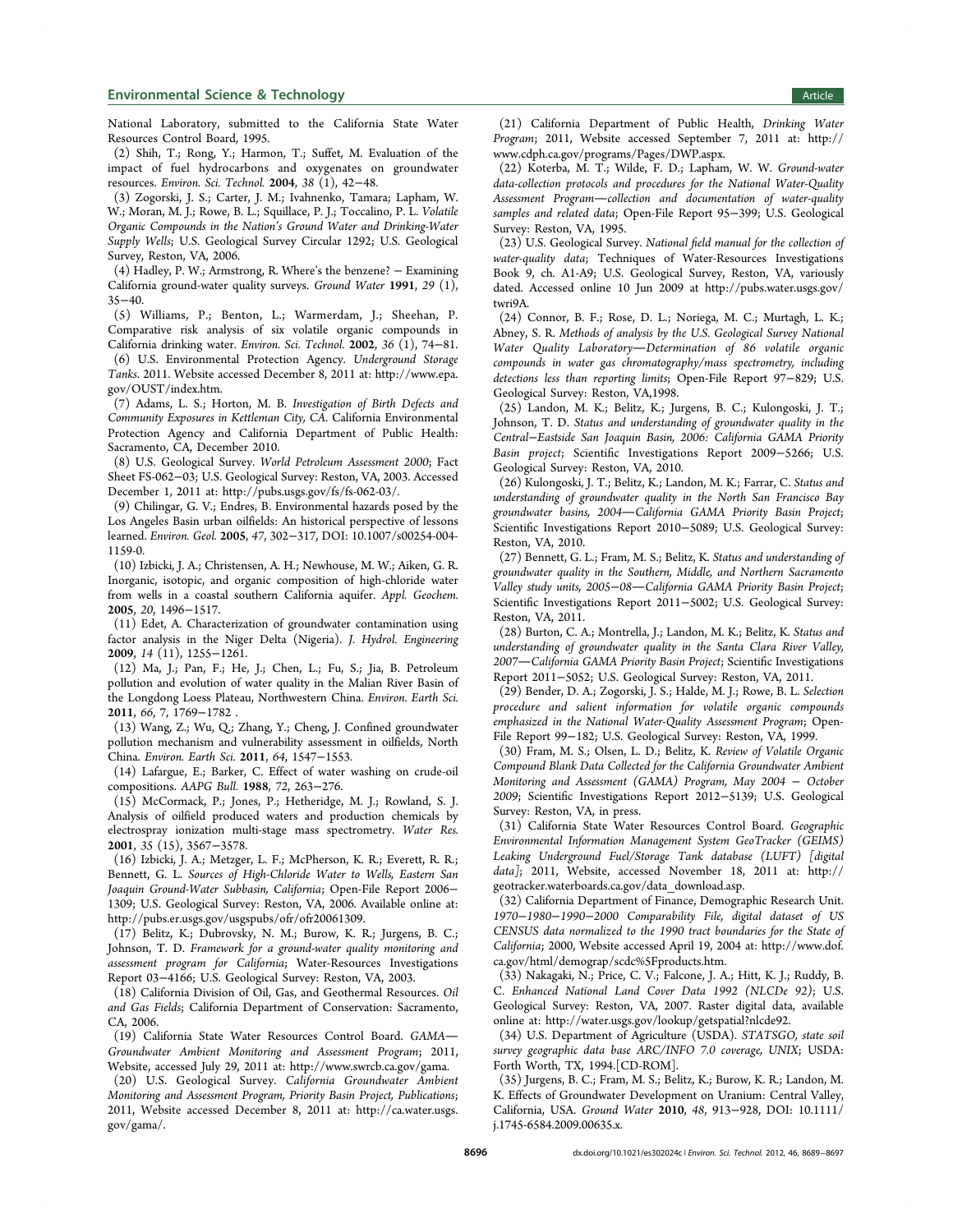National Laboratory, submitted to the California State Water Resources Control Board, 1995.

(2) Shih, T.; Rong, Y.; Harmon, T.; Suffet, M. Evaluation of the impact of fuel hydrocarbons and oxygenates on groundwater resources. *Environ. Sci. Technol.* **2004**, *38* (1), 42−48.

(3) Zogorski, J. S.; Carter, J. M.; Ivahnenko, Tamara; Lapham, W. W.; Moran, M. J.; Rowe, B. L.; Squillace, P. J.; Toccalino, P. L. *Volatile Organic Compounds in the Nation's Ground Water and Drinking-Water Supply Wells*; U.S. Geological Survey Circular 1292; U.S. Geological Survey, Reston, VA, 2006.

(4) Hadley, P. W.; Armstrong, R. Where's the benzene? − Examining California ground-water quality surveys. *Ground Water* **1991**, *29* (1), 35−40.

(5) Williams, P.; Benton, L.; Warmerdam, J.; Sheehan, P. Comparative risk analysis of six volatile organic compounds in California drinking water. *Environ. Sci. Technol.* **2002**, *36* (1), 74−81.

(6) U.S. Environmental Protection Agency. *Underground Storage Tanks*. 2011. Website accessed December 8, 2011 at: http://www.epa.gov/OUST/index.htm.

(7) Adams, L. S.; Horton, M. B. *Investigation of Birth Defects and Community Exposures in Kettleman City, CA*. California Environmental Protection Agency and California Department of Public Health: Sacramento, CA, December 2010.

(8) U.S. Geological Survey. *World Petroleum Assessment 2000*; Fact Sheet FS-062−03; U.S. Geological Survey: Reston, VA, 2003. Accessed December 1, 2011 at: http://pubs.usgs.gov/fs/fs-062-03/.

(9) Chilingar, G. V.; Endres, B. Environmental hazards posed by the Los Angeles Basin urban oilfields: An historical perspective of lessons learned. *Environ. Geol.* **2005**, *47*, 302−317, DOI: 10.1007/s00254-004-1159-0.

(10) Izbicki, J. A.; Christensen, A. H.; Newhouse, M. W.; Aiken, G. R. Inorganic, isotopic, and organic composition of high-chloride water from wells in a coastal southern California aquifer. *Appl. Geochem.* **2005**, *20*, 1496−1517.

(11) Edet, A. Characterization of groundwater contamination using factor analysis in the Niger Delta (Nigeria). *J. Hydrol. Engineering* **2009**, *14* (11), 1255−1261.

(12) Ma, J.; Pan, F.; He, J.; Chen, L.; Fu, S.; Jia, B. Petroleum pollution and evolution of water quality in the Malian River Basin of the Longdong Loess Plateau, Northwestern China. *Environ. Earth Sci.* **2011**, *66*, 7, 1769−1782 .

(13) Wang, Z.; Wu, Q.; Zhang, Y.; Cheng, J. Confined groundwater pollution mechanism and vulnerability assessment in oilfields, North China. *Environ. Earth Sci.* **2011**, *64*, 1547−1553.

(14) Lafargue, E.; Barker, C. Effect of water washing on crude-oil compositions. *AAPG Bull.* **1988**, *72*, 263−276.

(15) McCormack, P.; Jones, P.; Hetheridge, M. J.; Rowland, S. J. Analysis of oilfield produced waters and production chemicals by electrospray ionization multi-stage mass spectrometry. *Water Res.* **2001**, *35* (15), 3567−3578.

(16) Izbicki, J. A.; Metzger, L. F.; McPherson, K. R.; Everett, R. R.; Bennett, G. L. *Sources of High-Chloride Water to Wells, Eastern San Joaquin Ground-Water Subbasin, California*; Open-File Report 2006−1309; U.S. Geological Survey: Reston, VA, 2006. Available online at: http://pubs.er.usgs.gov/usgspubs/ofr/ofr20061309.

(17) Belitz, K.; Dubrovsky, N. M.; Burow, K. R.; Jurgens, B. C.; Johnson, T. D. *Framework for a ground-water quality monitoring and assessment program for California*; Water-Resources Investigations Report 03−4166; U.S. Geological Survey: Reston, VA, 2003.

(18) California Division of Oil, Gas, and Geothermal Resources. *Oil and Gas Fields*; California Department of Conservation: Sacramento, CA, 2006.

(19) California State Water Resources Control Board. *GAMA—Groundwater Ambient Monitoring and Assessment Program*; 2011, Website, accessed July 29, 2011 at: http://www.swrcb.ca.gov/gama.

(20) U.S. Geological Survey. *California Groundwater Ambient Monitoring and Assessment Program, Priority Basin Project, Publications*; 2011, Website accessed December 8, 2011 at: http://ca.water.usgs.gov/gama/.

(21) California Department of Public Health, *Drinking Water Program*; 2011, Website accessed September 7, 2011 at: http://www.cdph.ca.gov/programs/Pages/DWP.aspx.

(22) Koterba, M. T.; Wilde, F. D.; Lapham, W. W. *Ground-water data-collection protocols and procedures for the National Water-Quality Assessment Program—collection and documentation of water-quality samples and related data*; Open-File Report 95−399; U.S. Geological Survey: Reston, VA, 1995.

(23) U.S. Geological Survey. *National field manual for the collection of water-quality data*; Techniques of Water-Resources Investigations Book 9, ch. A1-A9; U.S. Geological Survey, Reston, VA, variously dated. Accessed online 10 Jun 2009 at http://pubs.water.usgs.gov/twri9A.

(24) Connor, B. F.; Rose, D. L.; Noriega, M. C.; Murtagh, L. K.; Abney, S. R. *Methods of analysis by the U.S. Geological Survey National Water Quality Laboratory—Determination of 86 volatile organic compounds in water gas chromatography/mass spectrometry, including detections less than reporting limits*; Open-File Report 97−829; U.S. Geological Survey: Reston, VA,1998.

(25) Landon, M. K.; Belitz, K.; Jurgens, B. C.; Kulongoski, J. T.; Johnson, T. D. *Status and understanding of groundwater quality in the Central−Eastside San Joaquin Basin, 2006: California GAMA Priority Basin project*; Scientific Investigations Report 2009−5266; U.S. Geological Survey: Reston, VA, 2010.

(26) Kulongoski, J. T.; Belitz, K.; Landon, M. K.; Farrar, C. *Status and understanding of groundwater quality in the North San Francisco Bay groundwater basins, 2004—California GAMA Priority Basin Project*; Scientific Investigations Report 2010−5089; U.S. Geological Survey: Reston, VA, 2010.

(27) Bennett, G. L.; Fram, M. S.; Belitz, K. *Status and understanding of groundwater quality in the Southern, Middle, and Northern Sacramento Valley study units, 2005−08—California GAMA Priority Basin Project*; Scientific Investigations Report 2011−5002; U.S. Geological Survey: Reston, VA, 2011.

(28) Burton, C. A.; Montrella, J.; Landon, M. K.; Belitz, K. *Status and understanding of groundwater quality in the Santa Clara River Valley, 2007—California GAMA Priority Basin Project*; Scientific Investigations Report 2011−5052; U.S. Geological Survey: Reston, VA, 2011.

(29) Bender, D. A.; Zogorski, J. S.; Halde, M. J.; Rowe, B. L. *Selection procedure and salient information for volatile organic compounds emphasized in the National Water-Quality Assessment Program*; Open-File Report 99−182; U.S. Geological Survey: Reston, VA, 1999.

(30) Fram, M. S.; Olsen, L. D.; Belitz, K. *Review of Volatile Organic Compound Blank Data Collected for the California Groundwater Ambient Monitoring and Assessment (GAMA) Program, May 2004 − October 2009*; Scientific Investigations Report 2012−5139; U.S. Geological Survey: Reston, VA, in press.

(31) California State Water Resources Control Board. *Geographic Environmental Information Management System GeoTracker (GEIMS) Leaking Underground Fuel/Storage Tank database (LUFT) [digital data]*; 2011, Website, accessed November 18, 2011 at: http://geotracker.waterboards.ca.gov/data_download.asp.

(32) California Department of Finance, Demographic Research Unit. *1970−1980−1990−2000 Comparability File, digital dataset of US CENSUS data normalized to the 1990 tract boundaries for the State of California*; 2000, Website accessed April 19, 2004 at: http://www.dof.ca.gov/html/demograp/scdc%5Fproducts.htm.

(33) Nakagaki, N.; Price, C. V.; Falcone, J. A.; Hitt, K. J.; Ruddy, B. C. *Enhanced National Land Cover Data 1992 (NLCDe 92)*; U.S. Geological Survey: Reston, VA, 2007. Raster digital data, available online at: http://water.usgs.gov/lookup/getspatial?nlcde92.

(34) U.S. Department of Agriculture (USDA). *STATSGO, state soil survey geographic data base ARC/INFO 7.0 coverage, UNIX*; USDA: Forth Worth, TX, 1994.[CD-ROM].

(35) Jurgens, B. C.; Fram, M. S.; Belitz, K.; Burow, K. R.; Landon, M. K. Effects of Groundwater Development on Uranium: Central Valley, California, USA. *Ground Water* **2010**, *48*, 913−928, DOI: 10.1111/j.1745-6584.2009.00635.x.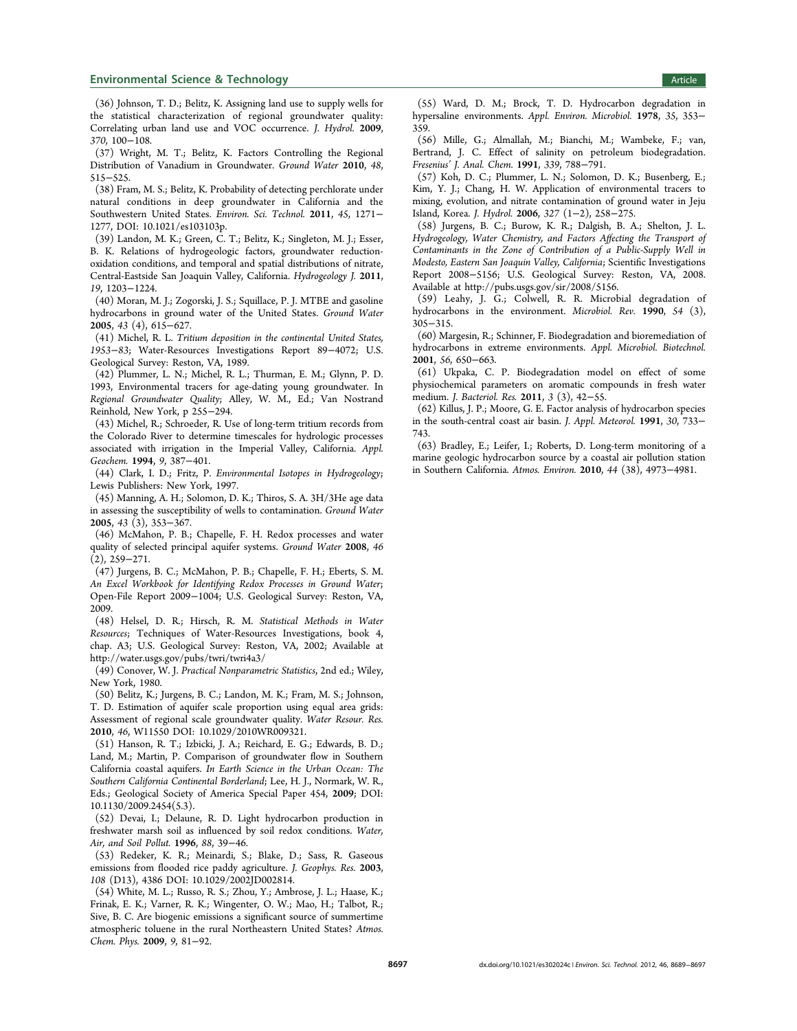(36) Johnson, T. D.; Belitz, K. Assigning land use to supply wells for the statistical characterization of regional groundwater quality: Correlating urban land use and VOC occurrence. *J. Hydrol.* **2009**, *370*, 100−108.

(37) Wright, M. T.; Belitz, K. Factors Controlling the Regional Distribution of Vanadium in Groundwater. *Ground Water* **2010**, *48*, 515−525.

(38) Fram, M. S.; Belitz, K. Probability of detecting perchlorate under natural conditions in deep groundwater in California and the Southwestern United States. *Environ. Sci. Technol.* **2011**, *45*, 1271−1277, DOI: 10.1021/es103103p.

(39) Landon, M. K.; Green, C. T.; Belitz, K.; Singleton, M. J.; Esser, B. K. Relations of hydrogeologic factors, groundwater reduction-oxidation conditions, and temporal and spatial distributions of nitrate, Central-Eastside San Joaquin Valley, California. *Hydrogeology J.* **2011**, *19*, 1203−1224.

(40) Moran, M. J.; Zogorski, J. S.; Squillace, P. J. MTBE and gasoline hydrocarbons in ground water of the United States. *Ground Water* **2005**, *43* (4), 615−627.

(41) Michel, R. L. *Tritium deposition in the continental United States, 1953−83*; Water-Resources Investigations Report 89−4072; U.S. Geological Survey: Reston, VA, 1989.

(42) Plummer, L. N.; Michel, R. L.; Thurman, E. M.; Glynn, P. D. 1993, Environmental tracers for age-dating young groundwater. In *Regional Groundwater Quality*; Alley, W. M., Ed.; Van Nostrand Reinhold, New York, p 255−294.

(43) Michel, R.; Schroeder, R. Use of long-term tritium records from the Colorado River to determine timescales for hydrologic processes associated with irrigation in the Imperial Valley, California. *Appl. Geochem.* **1994**, *9*, 387−401.

(44) Clark, I. D.; Fritz, P. *Environmental Isotopes in Hydrogeology*; Lewis Publishers: New York, 1997.

(45) Manning, A. H.; Solomon, D. K.; Thiros, S. A. 3H/3He age data in assessing the susceptibility of wells to contamination. *Ground Water* **2005**, *43* (3), 353−367.

(46) McMahon, P. B.; Chapelle, F. H. Redox processes and water quality of selected principal aquifer systems. *Ground Water* **2008**, *46* (2), 259−271.

(47) Jurgens, B. C.; McMahon, P. B.; Chapelle, F. H.; Eberts, S. M. *An Excel Workbook for Identifying Redox Processes in Ground Water*; Open-File Report 2009−1004; U.S. Geological Survey: Reston, VA, 2009.

(48) Helsel, D. R.; Hirsch, R. M. *Statistical Methods in Water Resources*; Techniques of Water-Resources Investigations, book 4, chap. A3; U.S. Geological Survey: Reston, VA, 2002; Available at http://water.usgs.gov/pubs/twri/twri4a3/

(49) Conover, W. J. *Practical Nonparametric Statistics*, 2nd ed.; Wiley, New York, 1980.

(50) Belitz, K.; Jurgens, B. C.; Landon, M. K.; Fram, M. S.; Johnson, T. D. Estimation of aquifer scale proportion using equal area grids: Assessment of regional scale groundwater quality. *Water Resour. Res.* **2010**, *46*, W11550 DOI: 10.1029/2010WR009321.

(51) Hanson, R. T.; Izbicki, J. A.; Reichard, E. G.; Edwards, B. D.; Land, M.; Martin, P. Comparison of groundwater flow in Southern California coastal aquifers. *In Earth Science in the Urban Ocean: The Southern California Continental Borderland*; Lee, H. J., Normark, W. R., Eds.; Geological Society of America Special Paper 454, **2009**; DOI: 10.1130/2009.2454(5.3).

(52) Devai, I.; Delaune, R. D. Light hydrocarbon production in freshwater marsh soil as influenced by soil redox conditions. *Water, Air, and Soil Pollut.* **1996**, *88*, 39−46.

(53) Redeker, K. R.; Meinardi, S.; Blake, D.; Sass, R. Gaseous emissions from flooded rice paddy agriculture. *J. Geophys. Res.* **2003**, *108* (D13), 4386 DOI: 10.1029/2002JD002814.

(54) White, M. L.; Russo, R. S.; Zhou, Y.; Ambrose, J. L.; Haase, K.; Frinak, E. K.; Varner, R. K.; Wingenter, O. W.; Mao, H.; Talbot, R.; Sive, B. C. Are biogenic emissions a significant source of summertime atmospheric toluene in the rural Northeastern United States? *Atmos. Chem. Phys.* **2009**, *9*, 81−92.

(55) Ward, D. M.; Brock, T. D. Hydrocarbon degradation in hypersaline environments. *Appl. Environ. Microbiol.* **1978**, *35*, 353−359.

(56) Mille, G.; Almallah, M.; Bianchi, M.; Wambeke, F.; van, Bertrand, J. C. Effect of salinity on petroleum biodegradation. *Fresenius' J. Anal. Chem.* **1991**, *339*, 788−791.

(57) Koh, D. C.; Plummer, L. N.; Solomon, D. K.; Busenberg, E.; Kim, Y. J.; Chang, H. W. Application of environmental tracers to mixing, evolution, and nitrate contamination of ground water in Jeju Island, Korea. *J. Hydrol.* **2006**, *327* (1−2), 258−275.

(58) Jurgens, B. C.; Burow, K. R.; Dalgish, B. A.; Shelton, J. L. *Hydrogeology, Water Chemistry, and Factors Affecting the Transport of Contaminants in the Zone of Contribution of a Public-Supply Well in Modesto, Eastern San Joaquin Valley, California*; Scientific Investigations Report 2008−5156; U.S. Geological Survey: Reston, VA, 2008. Available at http://pubs.usgs.gov/sir/2008/5156.

(59) Leahy, J. G.; Colwell, R. R. Microbial degradation of hydrocarbons in the environment. *Microbiol. Rev.* **1990**, *54* (3), 305−315.

(60) Margesin, R.; Schinner, F. Biodegradation and bioremediation of hydrocarbons in extreme environments. *Appl. Microbiol. Biotechnol.* **2001**, *56*, 650−663.

(61) Ukpaka, C. P. Biodegradation model on effect of some physiochemical parameters on aromatic compounds in fresh water medium. *J. Bacteriol. Res.* **2011**, *3* (3), 42−55.

(62) Killus, J. P.; Moore, G. E. Factor analysis of hydrocarbon species in the south-central coast air basin. *J. Appl. Meteorol.* **1991**, *30*, 733−743.

(63) Bradley, E.; Leifer, I.; Roberts, D. Long-term monitoring of a marine geologic hydrocarbon source by a coastal air pollution station in Southern California. *Atmos. Environ.* **2010**, *44* (38), 4973−4981.